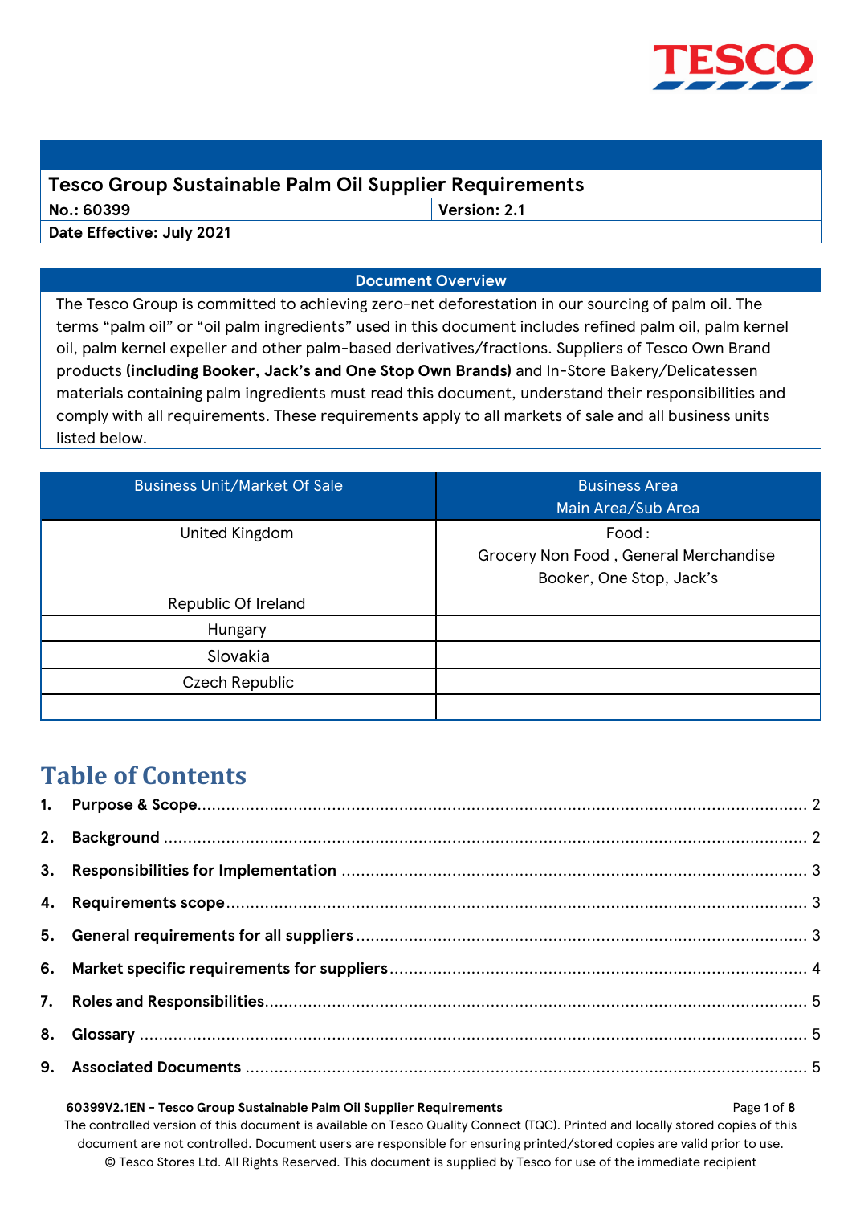# Tesco Group Sustainable Palm Oil Supplier Requirements

| **No.: 60399** | **Version: 2.1** |
|---|---|
| **Date Effective: July 2021** | |

## Document Overview

The Tesco Group is committed to achieving zero-net deforestation in our sourcing of palm oil. The terms "palm oil" or "oil palm ingredients" used in this document includes refined palm oil, palm kernel oil, palm kernel expeller and other palm-based derivatives/fractions. Suppliers of Tesco Own Brand products **(including Booker, Jack's and One Stop Own Brands)** and In-Store Bakery/Delicatessen materials containing palm ingredients must read this document, understand their responsibilities and comply with all requirements. These requirements apply to all markets of sale and all business units listed below.

| Business Unit/Market Of Sale | Business Area Main Area/Sub Area |
|---|---|
| United Kingdom | Food : Grocery Non Food , General Merchandise Booker, One Stop, Jack's |
| Republic Of Ireland | |
| Hungary | |
| Slovakia | |
| Czech Republic | |
| | |

# Table of Contents

1. **Purpose & Scope** .......... 2
2. **Background** .......... 2
3. **Responsibilities for Implementation** .......... 3
4. **Requirements scope** .......... 3
5. **General requirements for all suppliers** .......... 3
6. **Market specific requirements for suppliers** .......... 4
7. **Roles and Responsibilities** .......... 5
8. **Glossary** .......... 5
9. **Associated Documents** .......... 5

**60399V2.1EN - Tesco Group Sustainable Palm Oil Supplier Requirements**

The controlled version of this document is available on Tesco Quality Connect (TQC). Printed and locally stored copies of this document are not controlled. Document users are responsible for ensuring printed/stored copies are valid prior to use.
© Tesco Stores Ltd. All Rights Reserved. This document is supplied by Tesco for use of the immediate recipient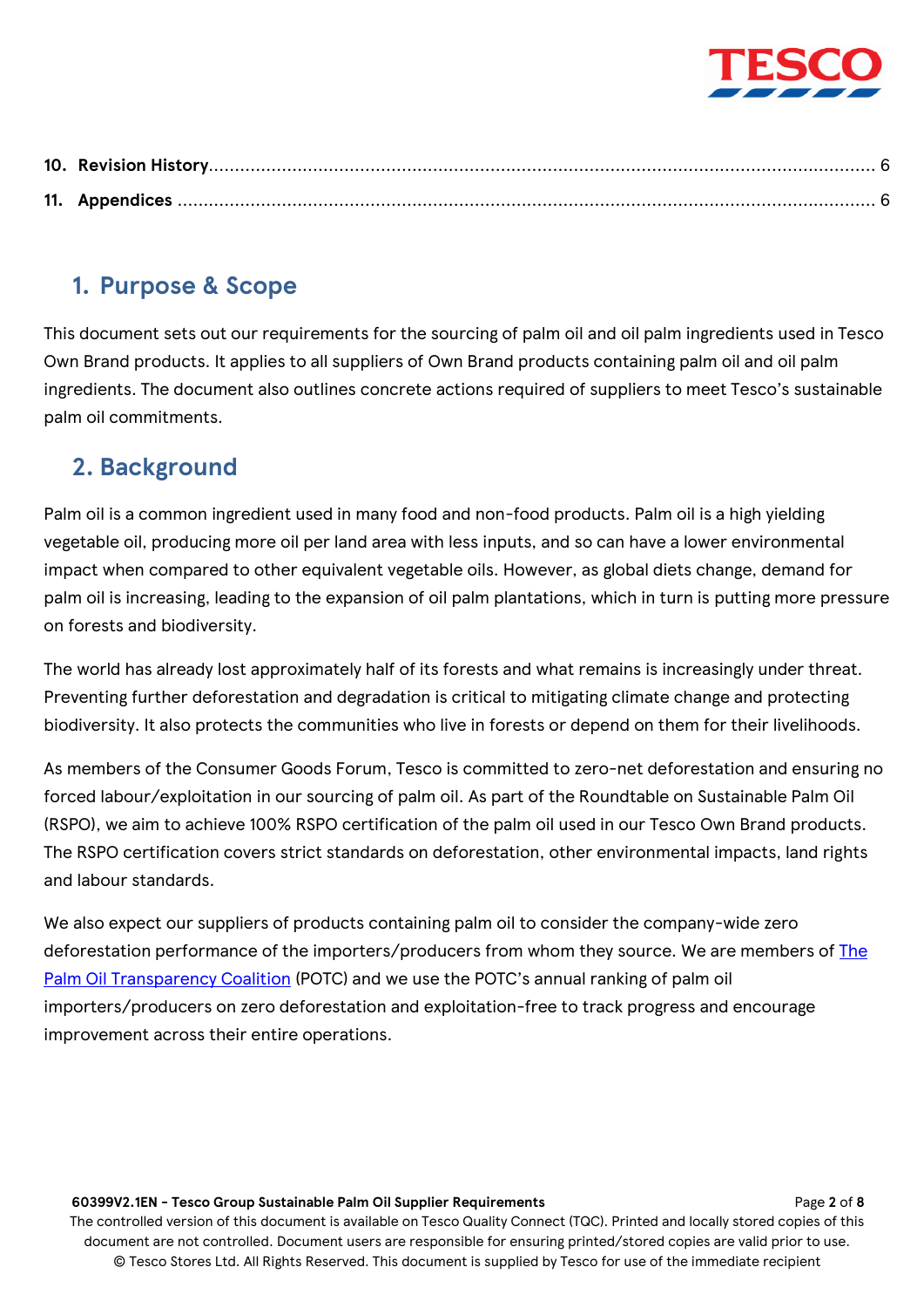10. **Revision History**........................................................................................................................ 6

11. **Appendices** ................................................................................................................................ 6

## 1. Purpose & Scope

This document sets out our requirements for the sourcing of palm oil and oil palm ingredients used in Tesco Own Brand products. It applies to all suppliers of Own Brand products containing palm oil and oil palm ingredients. The document also outlines concrete actions required of suppliers to meet Tesco's sustainable palm oil commitments.

## 2. Background

Palm oil is a common ingredient used in many food and non-food products. Palm oil is a high yielding vegetable oil, producing more oil per land area with less inputs, and so can have a lower environmental impact when compared to other equivalent vegetable oils. However, as global diets change, demand for palm oil is increasing, leading to the expansion of oil palm plantations, which in turn is putting more pressure on forests and biodiversity.

The world has already lost approximately half of its forests and what remains is increasingly under threat. Preventing further deforestation and degradation is critical to mitigating climate change and protecting biodiversity. It also protects the communities who live in forests or depend on them for their livelihoods.

As members of the Consumer Goods Forum, Tesco is committed to zero-net deforestation and ensuring no forced labour/exploitation in our sourcing of palm oil. As part of the Roundtable on Sustainable Palm Oil (RSPO), we aim to achieve 100% RSPO certification of the palm oil used in our Tesco Own Brand products. The RSPO certification covers strict standards on deforestation, other environmental impacts, land rights and labour standards.

We also expect our suppliers of products containing palm oil to consider the company-wide zero deforestation performance of the importers/producers from whom they source. We are members of The Palm Oil Transparency Coalition (POTC) and we use the POTC's annual ranking of palm oil importers/producers on zero deforestation and exploitation-free to track progress and encourage improvement across their entire operations.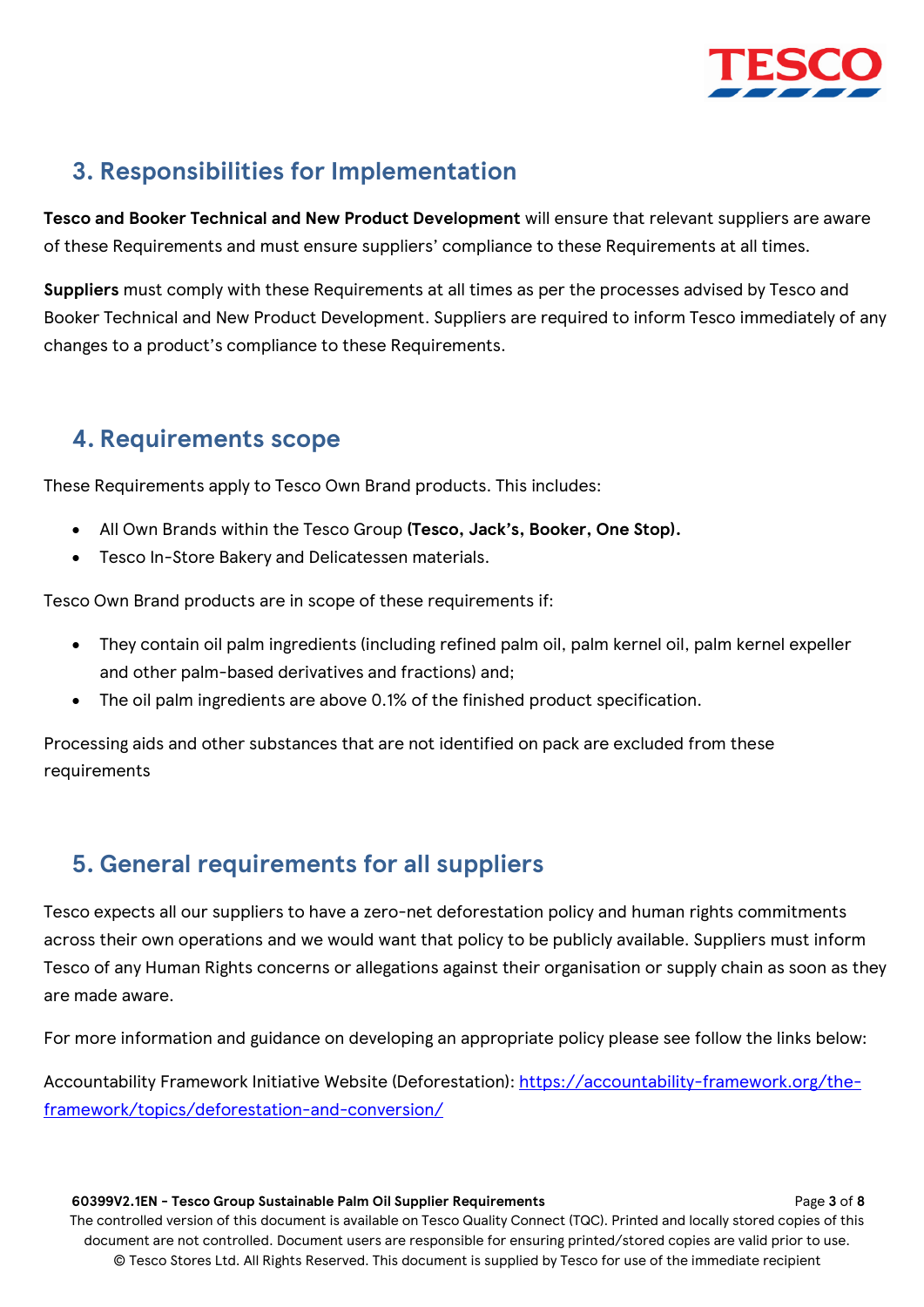## 3. Responsibilities for Implementation

**Tesco and Booker Technical and New Product Development** will ensure that relevant suppliers are aware of these Requirements and must ensure suppliers' compliance to these Requirements at all times.

**Suppliers** must comply with these Requirements at all times as per the processes advised by Tesco and Booker Technical and New Product Development. Suppliers are required to inform Tesco immediately of any changes to a product's compliance to these Requirements.

## 4. Requirements scope

These Requirements apply to Tesco Own Brand products. This includes:

- All Own Brands within the Tesco Group **(Tesco, Jack's, Booker, One Stop).**
- Tesco In-Store Bakery and Delicatessen materials.

Tesco Own Brand products are in scope of these requirements if:

- They contain oil palm ingredients (including refined palm oil, palm kernel oil, palm kernel expeller and other palm-based derivatives and fractions) and;
- The oil palm ingredients are above 0.1% of the finished product specification.

Processing aids and other substances that are not identified on pack are excluded from these requirements

## 5. General requirements for all suppliers

Tesco expects all our suppliers to have a zero-net deforestation policy and human rights commitments across their own operations and we would want that policy to be publicly available. Suppliers must inform Tesco of any Human Rights concerns or allegations against their organisation or supply chain as soon as they are made aware.

For more information and guidance on developing an appropriate policy please see follow the links below:

Accountability Framework Initiative Website (Deforestation): [https://accountability-framework.org/the-framework/topics/deforestation-and-conversion/](https://accountability-framework.org/the-framework/topics/deforestation-and-conversion/)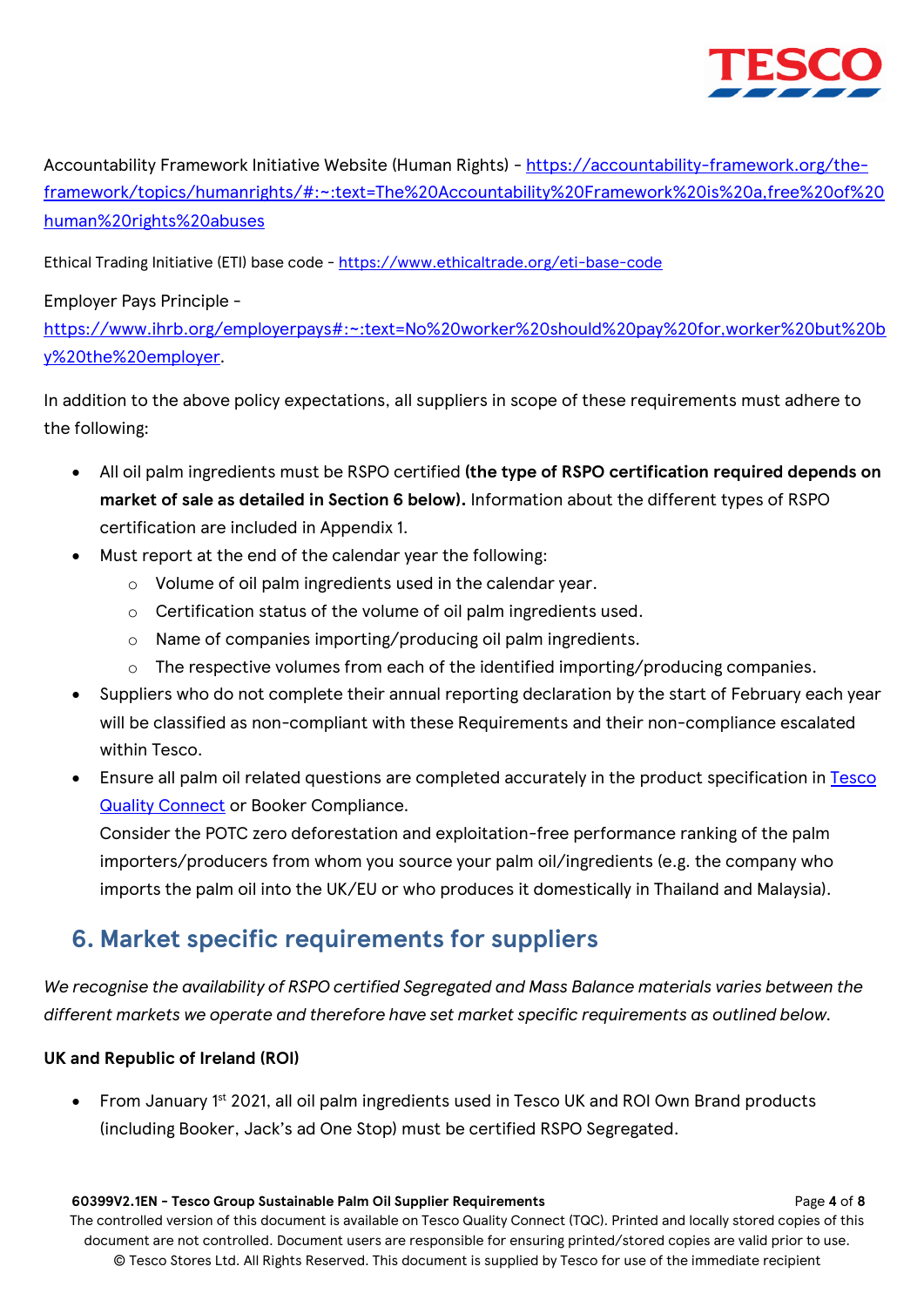Accountability Framework Initiative Website (Human Rights) - [https://accountability-framework.org/the-framework/topics/humanrights/#:~:text=The%20Accountability%20Framework%20is%20a,free%20of%20human%20rights%20abuses](https://accountability-framework.org/the-framework/topics/humanrights/#:~:text=The%20Accountability%20Framework%20is%20a,free%20of%20human%20rights%20abuses)

Ethical Trading Initiative (ETI) base code - [https://www.ethicaltrade.org/eti-base-code](https://www.ethicaltrade.org/eti-base-code)

Employer Pays Principle - [https://www.ihrb.org/employerpays#:~:text=No%20worker%20should%20pay%20for,worker%20but%20by%20the%20employer](https://www.ihrb.org/employerpays#:~:text=No%20worker%20should%20pay%20for,worker%20but%20by%20the%20employer).

In addition to the above policy expectations, all suppliers in scope of these requirements must adhere to the following:

- All oil palm ingredients must be RSPO certified **(the type of RSPO certification required depends on market of sale as detailed in Section 6 below).** Information about the different types of RSPO certification are included in Appendix 1.
- Must report at the end of the calendar year the following:
  - Volume of oil palm ingredients used in the calendar year.
  - Certification status of the volume of oil palm ingredients used.
  - Name of companies importing/producing oil palm ingredients.
  - The respective volumes from each of the identified importing/producing companies.
- Suppliers who do not complete their annual reporting declaration by the start of February each year will be classified as non-compliant with these Requirements and their non-compliance escalated within Tesco.
- Ensure all palm oil related questions are completed accurately in the product specification in Tesco Quality Connect or Booker Compliance.
  Consider the POTC zero deforestation and exploitation-free performance ranking of the palm importers/producers from whom you source your palm oil/ingredients (e.g. the company who imports the palm oil into the UK/EU or who produces it domestically in Thailand and Malaysia).

## 6. Market specific requirements for suppliers

*We recognise the availability of RSPO certified Segregated and Mass Balance materials varies between the different markets we operate and therefore have set market specific requirements as outlined below.*

**UK and Republic of Ireland (ROI)**

- From January 1st 2021, all oil palm ingredients used in Tesco UK and ROI Own Brand products (including Booker, Jack's ad One Stop) must be certified RSPO Segregated.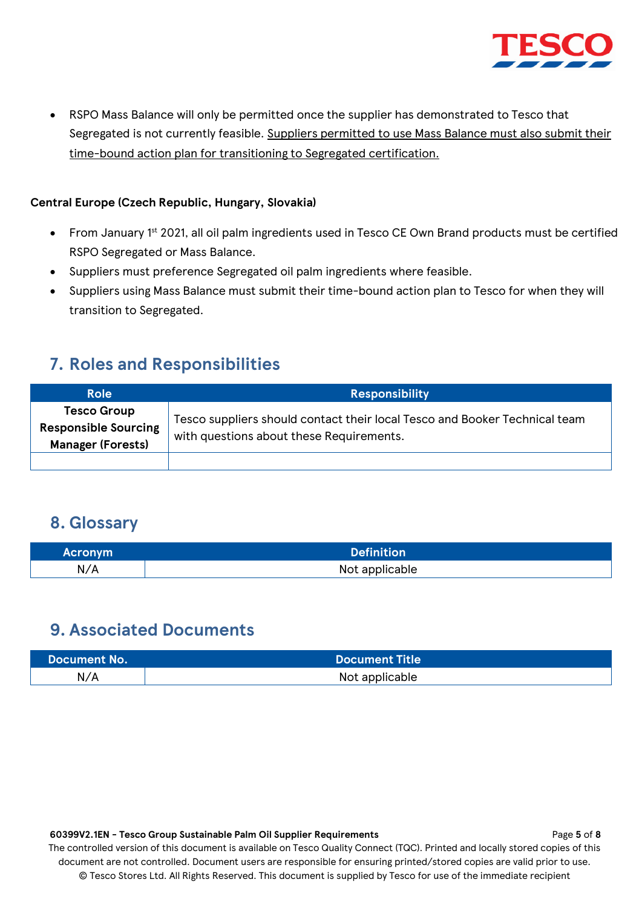- RSPO Mass Balance will only be permitted once the supplier has demonstrated to Tesco that Segregated is not currently feasible. Suppliers permitted to use Mass Balance must also submit their time-bound action plan for transitioning to Segregated certification.

**Central Europe (Czech Republic, Hungary, Slovakia)**

- From January 1st 2021, all oil palm ingredients used in Tesco CE Own Brand products must be certified RSPO Segregated or Mass Balance.
- Suppliers must preference Segregated oil palm ingredients where feasible.
- Suppliers using Mass Balance must submit their time-bound action plan to Tesco for when they will transition to Segregated.

## 7. Roles and Responsibilities

| Role | Responsibility |
| --- | --- |
| **Tesco Group Responsible Sourcing Manager (Forests)** | Tesco suppliers should contact their local Tesco and Booker Technical team with questions about these Requirements. |
| | |

## 8. Glossary

| Acronym | Definition |
| --- | --- |
| N/A | Not applicable |

## 9. Associated Documents

| Document No. | Document Title |
| --- | --- |
| N/A | Not applicable |

**60399V2.1EN - Tesco Group Sustainable Palm Oil Supplier Requirements**

The controlled version of this document is available on Tesco Quality Connect (TQC). Printed and locally stored copies of this document are not controlled. Document users are responsible for ensuring printed/stored copies are valid prior to use.
© Tesco Stores Ltd. All Rights Reserved. This document is supplied by Tesco for use of the immediate recipient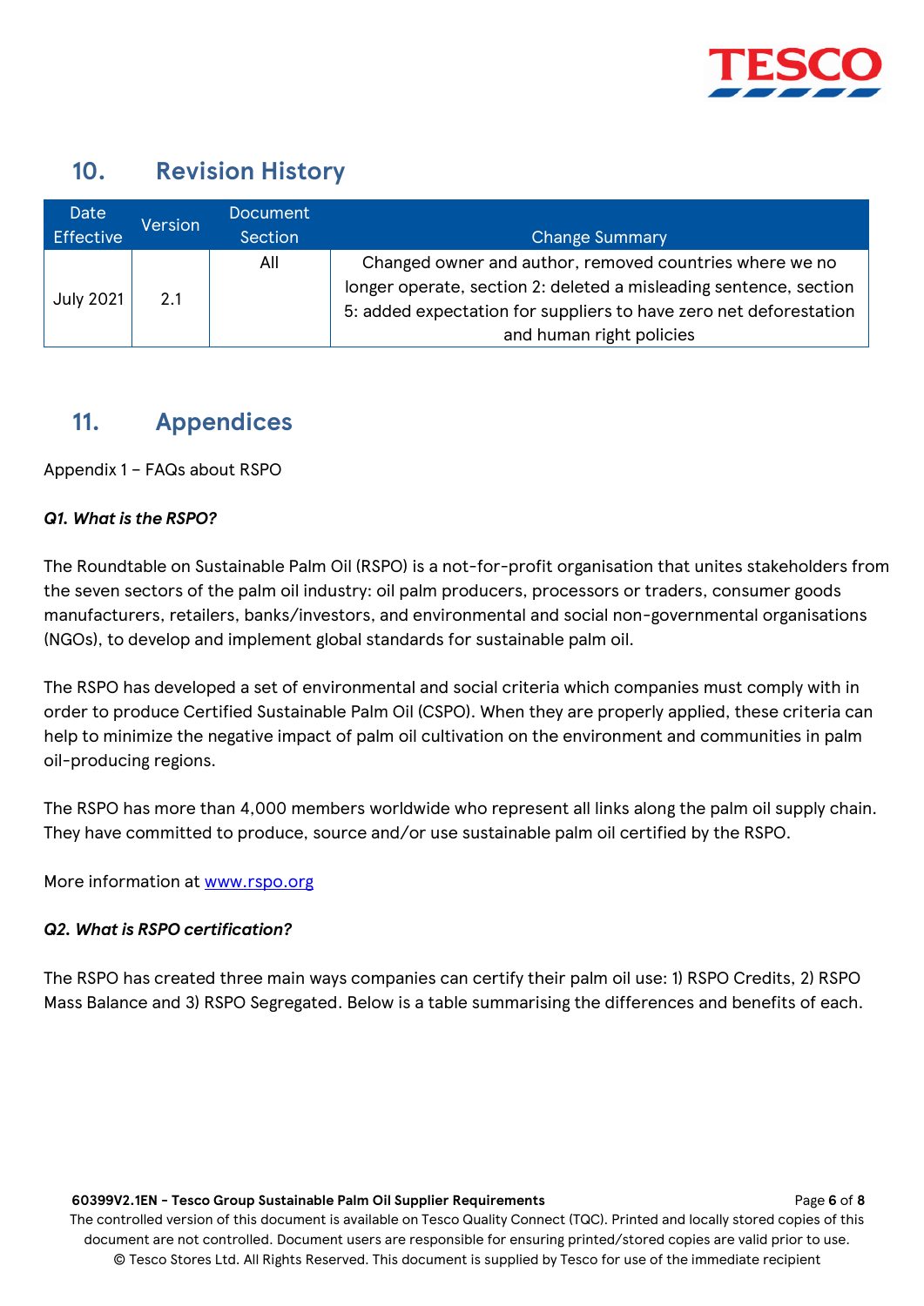## 10. Revision History

| Date Effective | Version | Document Section | Change Summary |
|---|---|---|---|
| July 2021 | 2.1 | All | Changed owner and author, removed countries where we no longer operate, section 2: deleted a misleading sentence, section 5: added expectation for suppliers to have zero net deforestation and human right policies |

## 11. Appendices

Appendix 1 – FAQs about RSPO

***Q1. What is the RSPO?***

The Roundtable on Sustainable Palm Oil (RSPO) is a not-for-profit organisation that unites stakeholders from the seven sectors of the palm oil industry: oil palm producers, processors or traders, consumer goods manufacturers, retailers, banks/investors, and environmental and social non-governmental organisations (NGOs), to develop and implement global standards for sustainable palm oil.

The RSPO has developed a set of environmental and social criteria which companies must comply with in order to produce Certified Sustainable Palm Oil (CSPO). When they are properly applied, these criteria can help to minimize the negative impact of palm oil cultivation on the environment and communities in palm oil-producing regions.

The RSPO has more than 4,000 members worldwide who represent all links along the palm oil supply chain. They have committed to produce, source and/or use sustainable palm oil certified by the RSPO.

More information at [www.rspo.org](http://www.rspo.org)

***Q2. What is RSPO certification?***

The RSPO has created three main ways companies can certify their palm oil use: 1) RSPO Credits, 2) RSPO Mass Balance and 3) RSPO Segregated. Below is a table summarising the differences and benefits of each.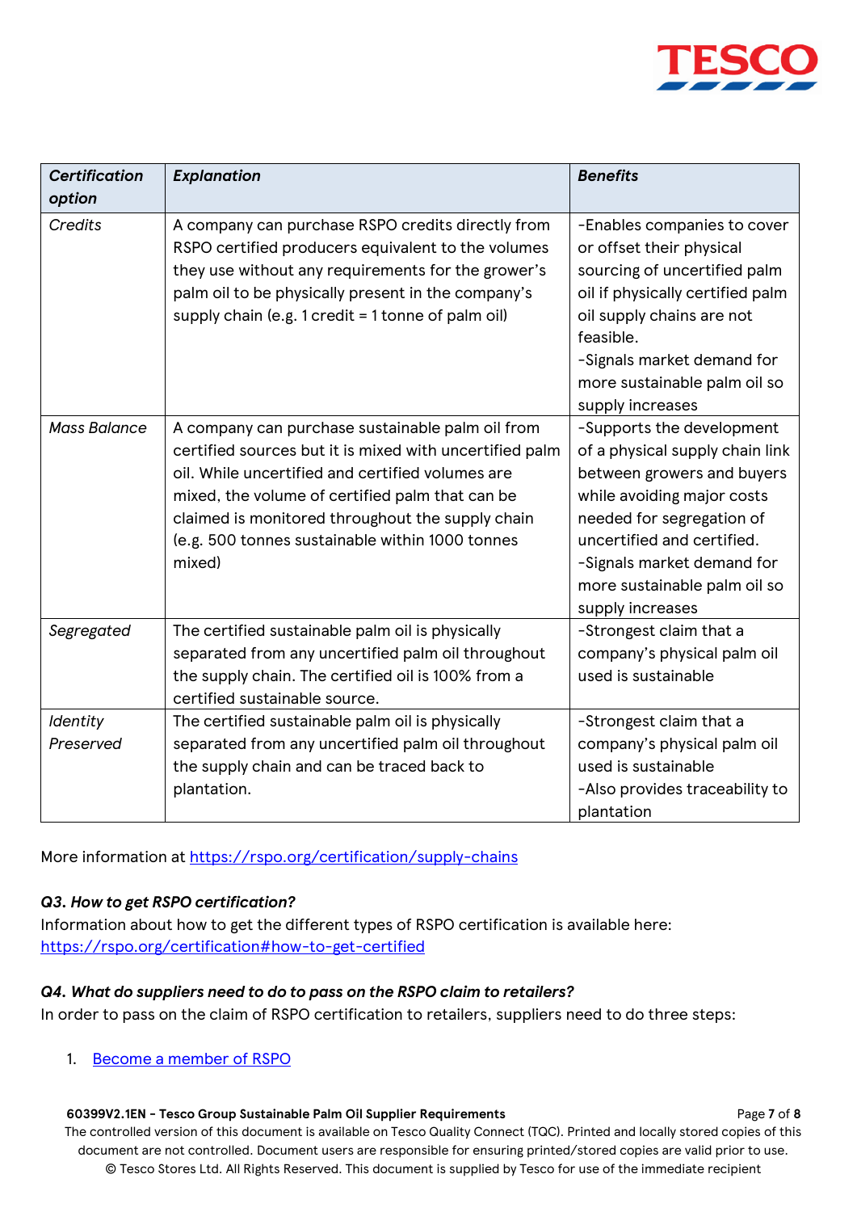| *Certification option* | *Explanation* | *Benefits* |
|---|---|---|
| *Credits* | A company can purchase RSPO credits directly from RSPO certified producers equivalent to the volumes they use without any requirements for the grower's palm oil to be physically present in the company's supply chain (e.g. 1 credit = 1 tonne of palm oil) | -Enables companies to cover or offset their physical sourcing of uncertified palm oil if physically certified palm oil supply chains are not feasible.<br>-Signals market demand for more sustainable palm oil so supply increases |
| *Mass Balance* | A company can purchase sustainable palm oil from certified sources but it is mixed with uncertified palm oil. While uncertified and certified volumes are mixed, the volume of certified palm that can be claimed is monitored throughout the supply chain (e.g. 500 tonnes sustainable within 1000 tonnes mixed) | -Supports the development of a physical supply chain link between growers and buyers while avoiding major costs needed for segregation of uncertified and certified.<br>-Signals market demand for more sustainable palm oil so supply increases |
| *Segregated* | The certified sustainable palm oil is physically separated from any uncertified palm oil throughout the supply chain. The certified oil is 100% from a certified sustainable source. | -Strongest claim that a company's physical palm oil used is sustainable |
| *Identity Preserved* | The certified sustainable palm oil is physically separated from any uncertified palm oil throughout the supply chain and can be traced back to plantation. | -Strongest claim that a company's physical palm oil used is sustainable<br>-Also provides traceability to plantation |

More information at https://rspo.org/certification/supply-chains

***Q3. How to get RSPO certification?***

Information about how to get the different types of RSPO certification is available here: https://rspo.org/certification#how-to-get-certified

***Q4. What do suppliers need to do to pass on the RSPO claim to retailers?***

In order to pass on the claim of RSPO certification to retailers, suppliers need to do three steps:

1. Become a member of RSPO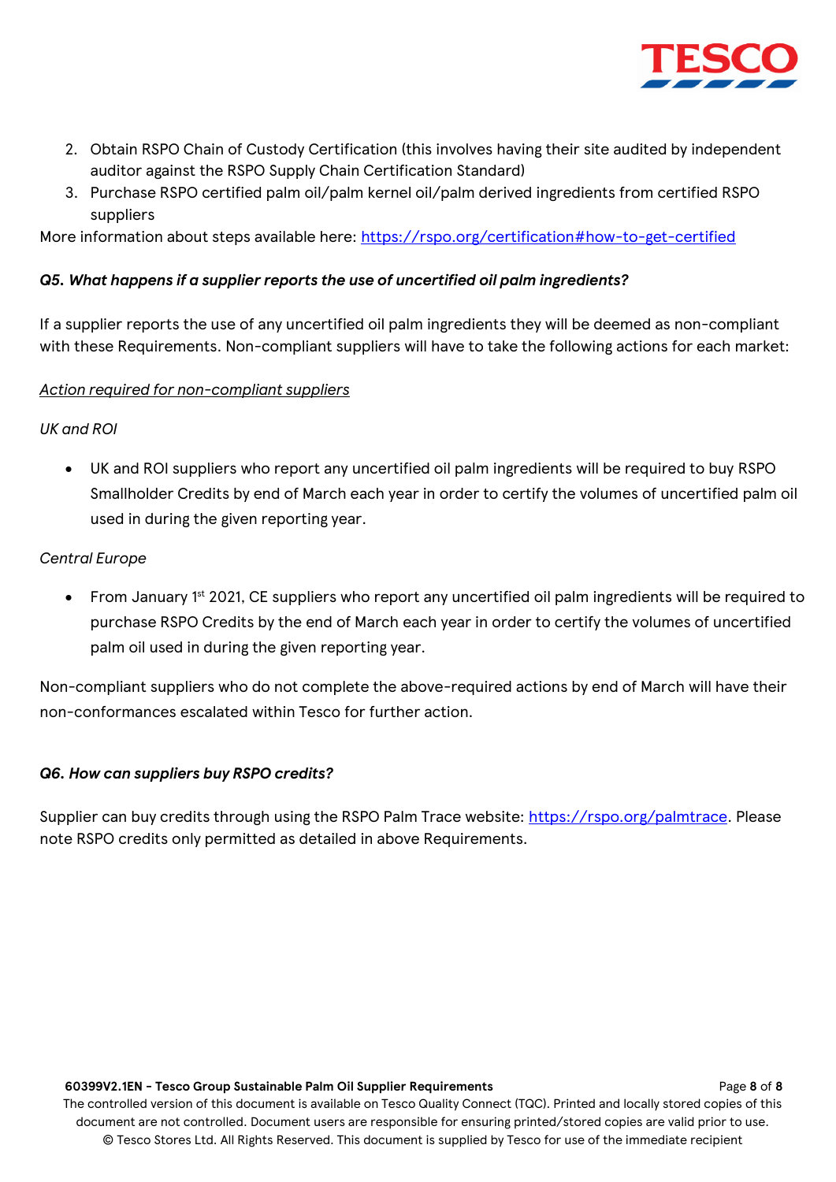2. Obtain RSPO Chain of Custody Certification (this involves having their site audited by independent auditor against the RSPO Supply Chain Certification Standard)
3. Purchase RSPO certified palm oil/palm kernel oil/palm derived ingredients from certified RSPO suppliers

More information about steps available here: [https://rspo.org/certification#how-to-get-certified](https://rspo.org/certification#how-to-get-certified)

***Q5. What happens if a supplier reports the use of uncertified oil palm ingredients?***

If a supplier reports the use of any uncertified oil palm ingredients they will be deemed as non-compliant with these Requirements. Non-compliant suppliers will have to take the following actions for each market:

<u>*Action required for non-compliant suppliers*</u>

*UK and ROI*

- UK and ROI suppliers who report any uncertified oil palm ingredients will be required to buy RSPO Smallholder Credits by end of March each year in order to certify the volumes of uncertified palm oil used in during the given reporting year.

*Central Europe*

- From January 1st 2021, CE suppliers who report any uncertified oil palm ingredients will be required to purchase RSPO Credits by the end of March each year in order to certify the volumes of uncertified palm oil used in during the given reporting year.

Non-compliant suppliers who do not complete the above-required actions by end of March will have their non-conformances escalated within Tesco for further action.

***Q6. How can suppliers buy RSPO credits?***

Supplier can buy credits through using the RSPO Palm Trace website: [https://rspo.org/palmtrace](https://rspo.org/palmtrace). Please note RSPO credits only permitted as detailed in above Requirements.